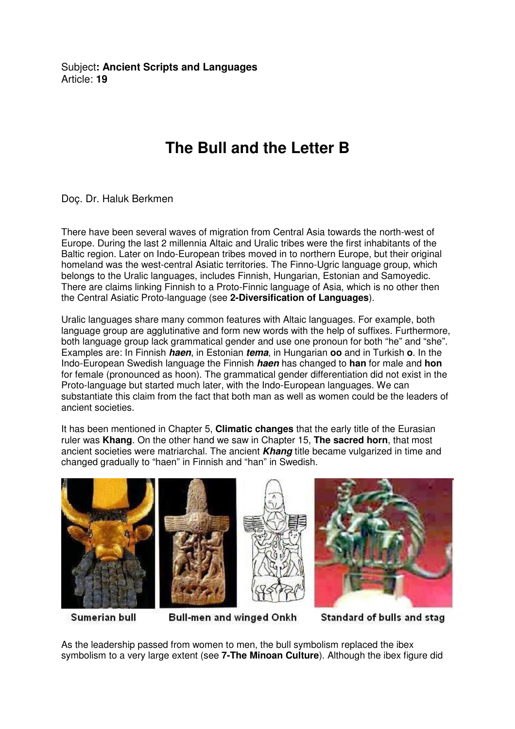Subject**: Ancient Scripts and Languages**
Article: **19**

# The Bull and the Letter B

Doç. Dr. Haluk Berkmen

There have been several waves of migration from Central Asia towards the north-west of Europe. During the last 2 millennia Altaic and Uralic tribes were the first inhabitants of the Baltic region. Later on Indo-European tribes moved in to northern Europe, but their original homeland was the west-central Asiatic territories. The Finno-Ugric language group, which belongs to the Uralic languages, includes Finnish, Hungarian, Estonian and Samoyedic. There are claims linking Finnish to a Proto-Finnic language of Asia, which is no other then the Central Asiatic Proto-language (see **2-Diversification of Languages**).

Uralic languages share many common features with Altaic languages. For example, both language group are agglutinative and form new words with the help of suffixes. Furthermore, both language group lack grammatical gender and use one pronoun for both "he" and "she". Examples are: In Finnish ***haen***, in Estonian ***tema***, in Hungarian **oo** and in Turkish **o**. In the Indo-European Swedish language the Finnish ***haen*** has changed to **han** for male and **hon** for female (pronounced as hoon). The grammatical gender differentiation did not exist in the Proto-language but started much later, with the Indo-European languages. We can substantiate this claim from the fact that both man as well as women could be the leaders of ancient societies.

It has been mentioned in Chapter 5, **Climatic changes** that the early title of the Eurasian ruler was **Khang**. On the other hand we saw in Chapter 15, **The sacred horn**, that most ancient societies were matriarchal. The ancient ***Khang*** title became vulgarized in time and changed gradually to "haen" in Finnish and "han" in Swedish.

Sumerian bull Bull-men and winged Onkh Standard of bulls and stag

As the leadership passed from women to men, the bull symbolism replaced the ibex symbolism to a very large extent (see **7-The Minoan Culture**). Although the ibex figure did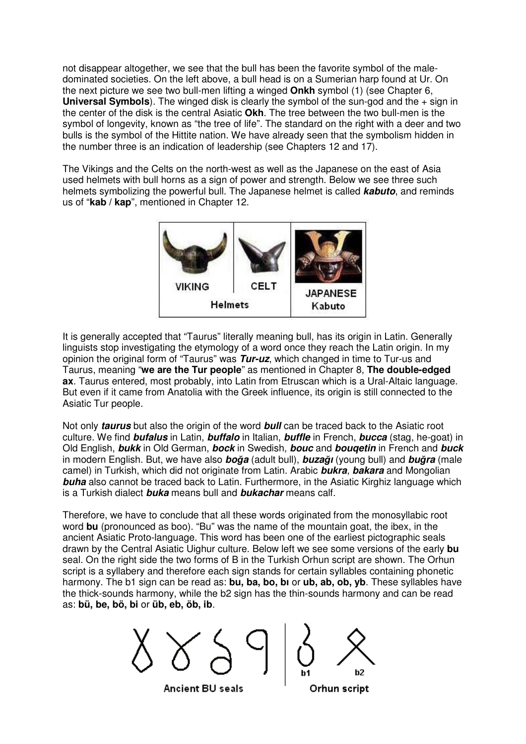not disappear altogether, we see that the bull has been the favorite symbol of the male-dominated societies. On the left above, a bull head is on a Sumerian harp found at Ur. On the next picture we see two bull-men lifting a winged **Onkh** symbol (1) (see Chapter 6, **Universal Symbols**). The winged disk is clearly the symbol of the sun-god and the + sign in the center of the disk is the central Asiatic **Okh**. The tree between the two bull-men is the symbol of longevity, known as "the tree of life". The standard on the right with a deer and two bulls is the symbol of the Hittite nation. We have already seen that the symbolism hidden in the number three is an indication of leadership (see Chapters 12 and 17).

The Vikings and the Celts on the north-west as well as the Japanese on the east of Asia used helmets with bull horns as a sign of power and strength. Below we see three such helmets symbolizing the powerful bull. The Japanese helmet is called ***kabuto***, and reminds us of "**kab** / **kap**", mentioned in Chapter 12.

VIKING | CELT | JAPANESE Kabuto

Helmets

It is generally accepted that "Taurus" literally meaning bull, has its origin in Latin. Generally linguists stop investigating the etymology of a word once they reach the Latin origin. In my opinion the original form of "Taurus" was ***Tur-uz***, which changed in time to Tur-us and Taurus, meaning "**we are the Tur people**" as mentioned in Chapter 8, **The double-edged ax**. Taurus entered, most probably, into Latin from Etruscan which is a Ural-Altaic language. But even if it came from Anatolia with the Greek influence, its origin is still connected to the Asiatic Tur people.

Not only ***taurus*** but also the origin of the word ***bull*** can be traced back to the Asiatic root culture. We find ***bufalus*** in Latin, ***buffalo*** in Italian, ***buffle*** in French, ***bucca*** (stag, he-goat) in Old English, ***bukk*** in Old German, ***bock*** in Swedish, ***bouc*** and ***bouqetin*** in French and ***buck*** in modern English. But, we have also ***boğa*** (adult bull), ***buzağı*** (young bull) and ***buğra*** (male camel) in Turkish, which did not originate from Latin. Arabic ***bukra***, ***bakara*** and Mongolian ***buha*** also cannot be traced back to Latin. Furthermore, in the Asiatic Kirghiz language which is a Turkish dialect ***buka*** means bull and ***bukachar*** means calf.

Therefore, we have to conclude that all these words originated from the monosyllabic root word **bu** (pronounced as boo). "Bu" was the name of the mountain goat, the ibex, in the ancient Asiatic Proto-language. This word has been one of the earliest pictographic seals drawn by the Central Asiatic Uighur culture. Below left we see some versions of the early **bu** seal. On the right side the two forms of B in the Turkish Orhun script are shown. The Orhun script is a syllabery and therefore each sign stands for certain syllables containing phonetic harmony. The b1 sign can be read as: **bu, ba, bo, bı** or **ub, ab, ob, yb**. These syllables have the thick-sounds harmony, while the b2 sign has the thin-sounds harmony and can be read as: **bü, be, bö, bi** or **üb, eb, öb, ib**.

Ancient BU seals | Orhun script (b1, b2)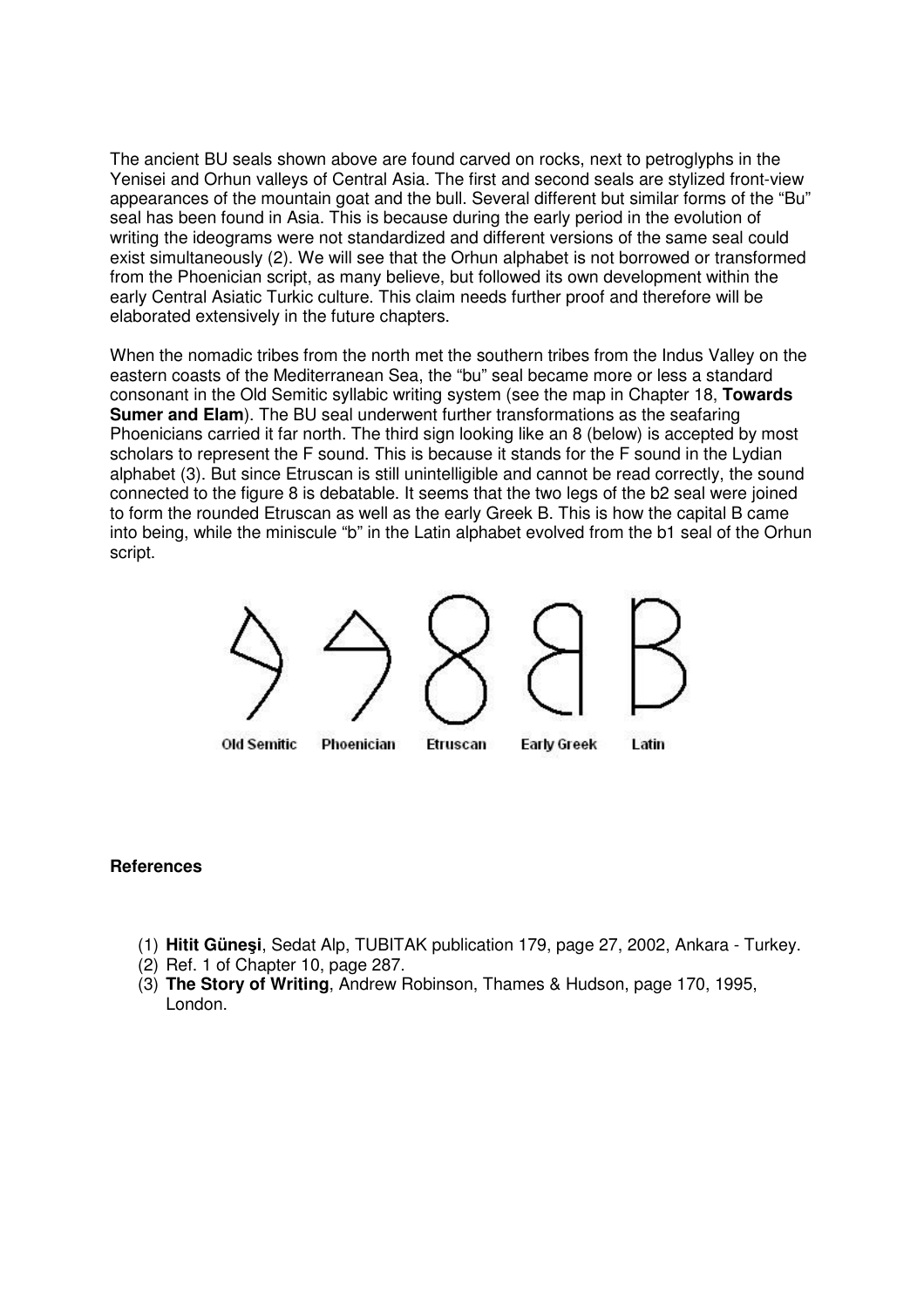The ancient BU seals shown above are found carved on rocks, next to petroglyphs in the Yenisei and Orhun valleys of Central Asia. The first and second seals are stylized front-view appearances of the mountain goat and the bull. Several different but similar forms of the "Bu" seal has been found in Asia. This is because during the early period in the evolution of writing the ideograms were not standardized and different versions of the same seal could exist simultaneously (2). We will see that the Orhun alphabet is not borrowed or transformed from the Phoenician script, as many believe, but followed its own development within the early Central Asiatic Turkic culture. This claim needs further proof and therefore will be elaborated extensively in the future chapters.

When the nomadic tribes from the north met the southern tribes from the Indus Valley on the eastern coasts of the Mediterranean Sea, the "bu" seal became more or less a standard consonant in the Old Semitic syllabic writing system (see the map in Chapter 18, **Towards Sumer and Elam**). The BU seal underwent further transformations as the seafaring Phoenicians carried it far north. The third sign looking like an 8 (below) is accepted by most scholars to represent the F sound. This is because it stands for the F sound in the Lydian alphabet (3). But since Etruscan is still unintelligible and cannot be read correctly, the sound connected to the figure 8 is debatable. It seems that the two legs of the b2 seal were joined to form the rounded Etruscan as well as the early Greek B. This is how the capital B came into being, while the miniscule "b" in the Latin alphabet evolved from the b1 seal of the Orhun script.

Old Semitic Phoenician Etruscan Early Greek Latin

**References**

1. **Hitit Güneşi**, Sedat Alp, TUBITAK publication 179, page 27, 2002, Ankara - Turkey.
2. Ref. 1 of Chapter 10, page 287.
3. **The Story of Writing**, Andrew Robinson, Thames & Hudson, page 170, 1995, London.